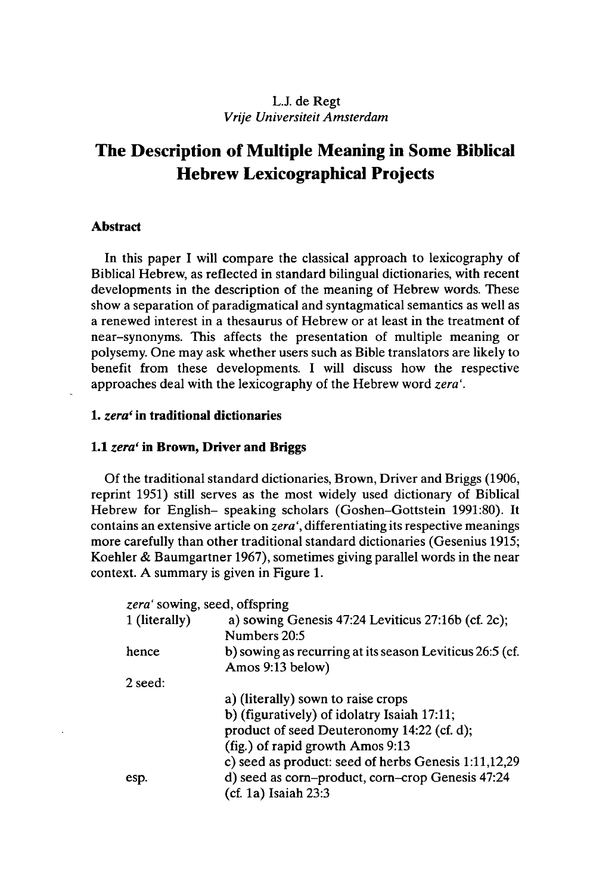L.J. de Regt
*Vrije Universiteit Amsterdam*

# The Description of Multiple Meaning in Some Biblical Hebrew Lexicographical Projects

## Abstract

In this paper I will compare the classical approach to lexicography of Biblical Hebrew, as reflected in standard bilingual dictionaries, with recent developments in the description of the meaning of Hebrew words. These show a separation of paradigmatical and syntagmatical semantics as well as a renewed interest in a thesaurus of Hebrew or at least in the treatment of near-synonyms. This affects the presentation of multiple meaning or polysemy. One may ask whether users such as Bible translators are likely to benefit from these developments. I will discuss how the respective approaches deal with the lexicography of the Hebrew word *zeraʿ*.

## 1. *zeraʿ* in traditional dictionaries

### 1.1 *zeraʿ* in Brown, Driver and Briggs

Of the traditional standard dictionaries, Brown, Driver and Briggs (1906, reprint 1951) still serves as the most widely used dictionary of Biblical Hebrew for English- speaking scholars (Goshen-Gottstein 1991:80). It contains an extensive article on *zeraʿ*, differentiating its respective meanings more carefully than other traditional standard dictionaries (Gesenius 1915; Koehler & Baumgartner 1967), sometimes giving parallel words in the near context. A summary is given in Figure 1.

*zeraʿ* sowing, seed, offspring

| | |
|---|---|
| 1 (literally) | a) sowing Genesis 47:24 Leviticus 27:16b (cf. 2c); Numbers 20:5 |
| hence | b) sowing as recurring at its season Leviticus 26:5 (cf. Amos 9:13 below) |
| 2 seed: | |
| | a) (literally) sown to raise crops |
| | b) (figuratively) of idolatry Isaiah 17:11; product of seed Deuteronomy 14:22 (cf. d); (fig.) of rapid growth Amos 9:13 |
| | c) seed as product: seed of herbs Genesis 1:11,12,29 |
| esp. | d) seed as corn-product, corn-crop Genesis 47:24 (cf. 1a) Isaiah 23:3 |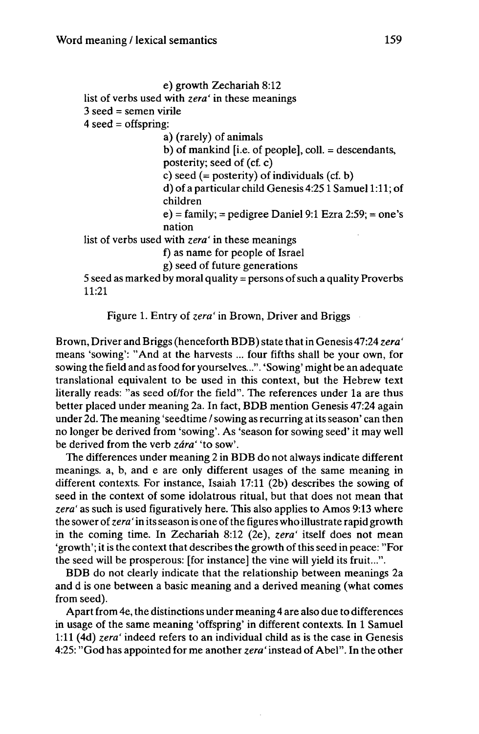e) growth Zechariah 8:12

list of verbs used with *zera'* in these meanings

3 seed = semen virile

4 seed = offspring:

a) (rarely) of animals

b) of mankind [i.e. of people], coll. = descendants, posterity; seed of (cf. c)

c) seed (= posterity) of individuals (cf. b)

d) of a particular child Genesis 4:25 1 Samuel 1:11; of children

e) = family; = pedigree Daniel 9:1 Ezra 2:59; = one's nation

list of verbs used with *zera'* in these meanings

f) as name for people of Israel

g) seed of future generations

5 seed as marked by moral quality = persons of such a quality Proverbs 11:21

Figure 1. Entry of *zera'* in Brown, Driver and Briggs

Brown, Driver and Briggs (henceforth BDB) state that in Genesis 47:24 *zera'* means 'sowing': "And at the harvests ... four fifths shall be your own, for sowing the field and as food for yourselves...". 'Sowing' might be an adequate translational equivalent to be used in this context, but the Hebrew text literally reads: "as seed of/for the field". The references under 1a are thus better placed under meaning 2a. In fact, BDB mention Genesis 47:24 again under 2d. The meaning 'seedtime / sowing as recurring at its season' can then no longer be derived from 'sowing'. As 'season for sowing seed' it may well be derived from the verb *zára'* 'to sow'.

The differences under meaning 2 in BDB do not always indicate different meanings. a, b, and e are only different usages of the same meaning in different contexts. For instance, Isaiah 17:11 (2b) describes the sowing of seed in the context of some idolatrous ritual, but that does not mean that *zera'* as such is used figuratively here. This also applies to Amos 9:13 where the sower of *zera'* in its season is one of the figures who illustrate rapid growth in the coming time. In Zechariah 8:12 (2e), *zera'* itself does not mean 'growth'; it is the context that describes the growth of this seed in peace: "For the seed will be prosperous: [for instance] the vine will yield its fruit...".

BDB do not clearly indicate that the relationship between meanings 2a and d is one between a basic meaning and a derived meaning (what comes from seed).

Apart from 4e, the distinctions under meaning 4 are also due to differences in usage of the same meaning 'offspring' in different contexts. In 1 Samuel 1:11 (4d) *zera'* indeed refers to an individual child as is the case in Genesis 4:25: "God has appointed for me another *zera'* instead of Abel". In the other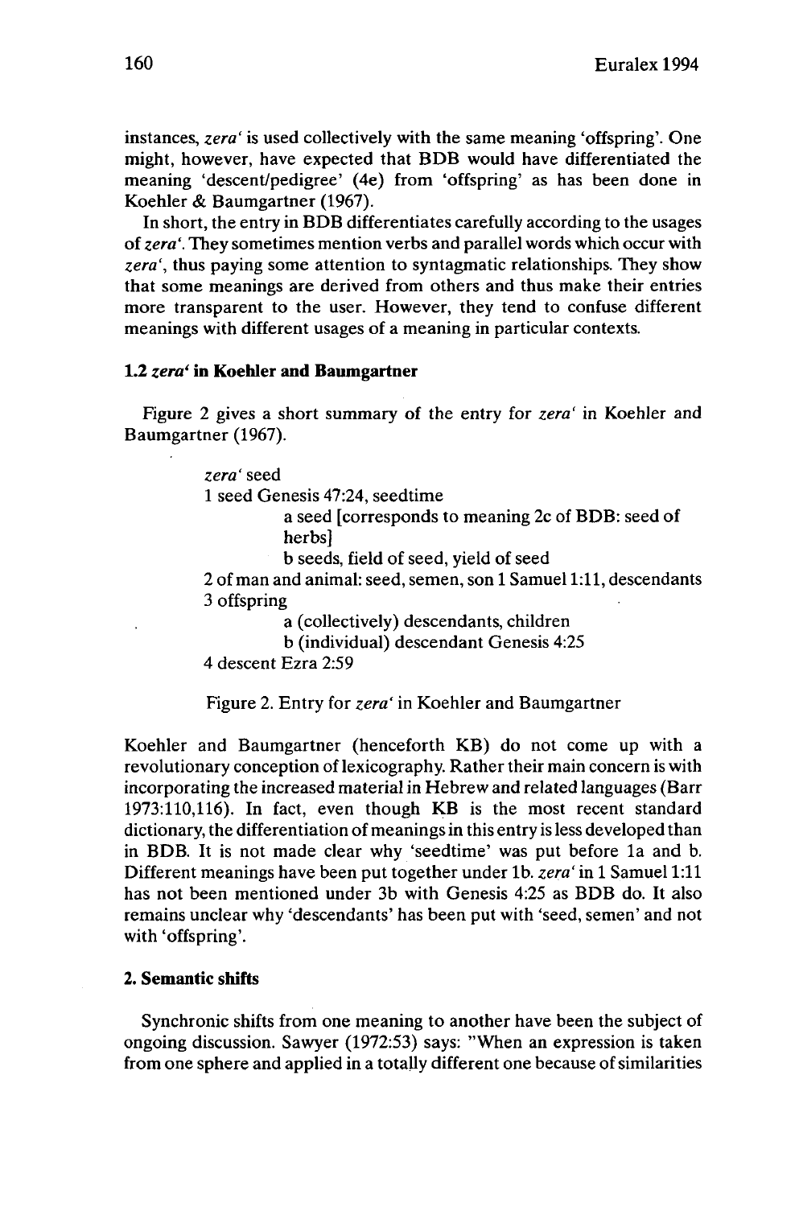instances, *zera'* is used collectively with the same meaning 'offspring'. One might, however, have expected that BDB would have differentiated the meaning 'descent/pedigree' (4e) from 'offspring' as has been done in Koehler & Baumgartner (1967).

In short, the entry in BDB differentiates carefully according to the usages of *zera'*. They sometimes mention verbs and parallel words which occur with *zera'*, thus paying some attention to syntagmatic relationships. They show that some meanings are derived from others and thus make their entries more transparent to the user. However, they tend to confuse different meanings with different usages of a meaning in particular contexts.

### 1.2 *zera'* in Koehler and Baumgartner

Figure 2 gives a short summary of the entry for *zera'* in Koehler and Baumgartner (1967).

> *zera'* seed
> 1 seed Genesis 47:24, seedtime
>   a seed [corresponds to meaning 2c of BDB: seed of herbs]
>   b seeds, field of seed, yield of seed
> 2 of man and animal: seed, semen, son 1 Samuel 1:11, descendants
> 3 offspring
>   a (collectively) descendants, children
>   b (individual) descendant Genesis 4:25
> 4 descent Ezra 2:59

Figure 2. Entry for *zera'* in Koehler and Baumgartner

Koehler and Baumgartner (henceforth KB) do not come up with a revolutionary conception of lexicography. Rather their main concern is with incorporating the increased material in Hebrew and related languages (Barr 1973:110,116). In fact, even though KB is the most recent standard dictionary, the differentiation of meanings in this entry is less developed than in BDB. It is not made clear why 'seedtime' was put before 1a and b. Different meanings have been put together under 1b. *zera'* in 1 Samuel 1:11 has not been mentioned under 3b with Genesis 4:25 as BDB do. It also remains unclear why 'descendants' has been put with 'seed, semen' and not with 'offspring'.

## 2. Semantic shifts

Synchronic shifts from one meaning to another have been the subject of ongoing discussion. Sawyer (1972:53) says: "When an expression is taken from one sphere and applied in a totally different one because of similarities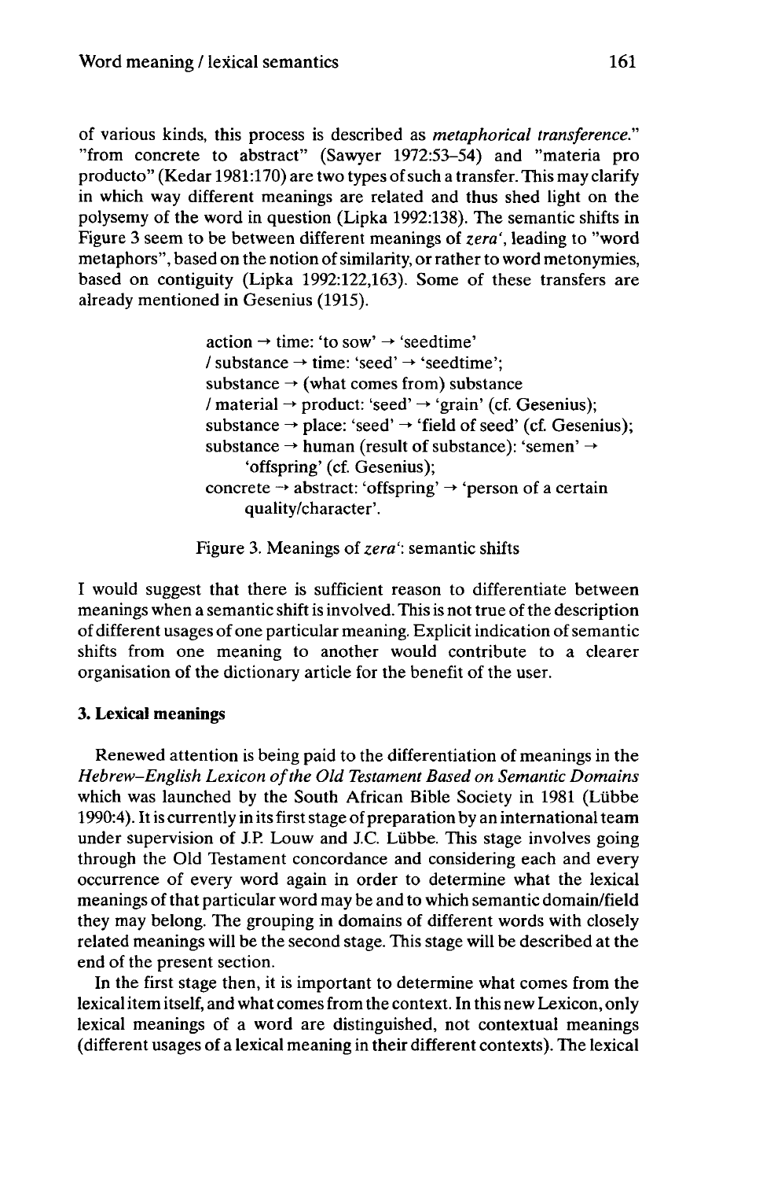of various kinds, this process is described as *metaphorical transference*." "from concrete to abstract" (Sawyer 1972:53–54) and "materia pro producto" (Kedar 1981:170) are two types of such a transfer. This may clarify in which way different meanings are related and thus shed light on the polysemy of the word in question (Lipka 1992:138). The semantic shifts in Figure 3 seem to be between different meanings of *zera'*, leading to "word metaphors", based on the notion of similarity, or rather to word metonymies, based on contiguity (Lipka 1992:122,163). Some of these transfers are already mentioned in Gesenius (1915).

> action → time: 'to sow' → 'seedtime'
> / substance → time: 'seed' → 'seedtime';
> substance → (what comes from) substance
> / material → product: 'seed' → 'grain' (cf. Gesenius);
> substance → place: 'seed' → 'field of seed' (cf. Gesenius);
> substance → human (result of substance): 'semen' → 'offspring' (cf. Gesenius);
> concrete → abstract: 'offspring' → 'person of a certain quality/character'.

Figure 3. Meanings of *zera'*: semantic shifts

I would suggest that there is sufficient reason to differentiate between meanings when a semantic shift is involved. This is not true of the description of different usages of one particular meaning. Explicit indication of semantic shifts from one meaning to another would contribute to a clearer organisation of the dictionary article for the benefit of the user.

## 3. Lexical meanings

Renewed attention is being paid to the differentiation of meanings in the *Hebrew–English Lexicon of the Old Testament Based on Semantic Domains* which was launched by the South African Bible Society in 1981 (Lübbe 1990:4). It is currently in its first stage of preparation by an international team under supervision of J.P. Louw and J.C. Lübbe. This stage involves going through the Old Testament concordance and considering each and every occurrence of every word again in order to determine what the lexical meanings of that particular word may be and to which semantic domain/field they may belong. The grouping in domains of different words with closely related meanings will be the second stage. This stage will be described at the end of the present section.

In the first stage then, it is important to determine what comes from the lexical item itself, and what comes from the context. In this new Lexicon, only lexical meanings of a word are distinguished, not contextual meanings (different usages of a lexical meaning in their different contexts). The lexical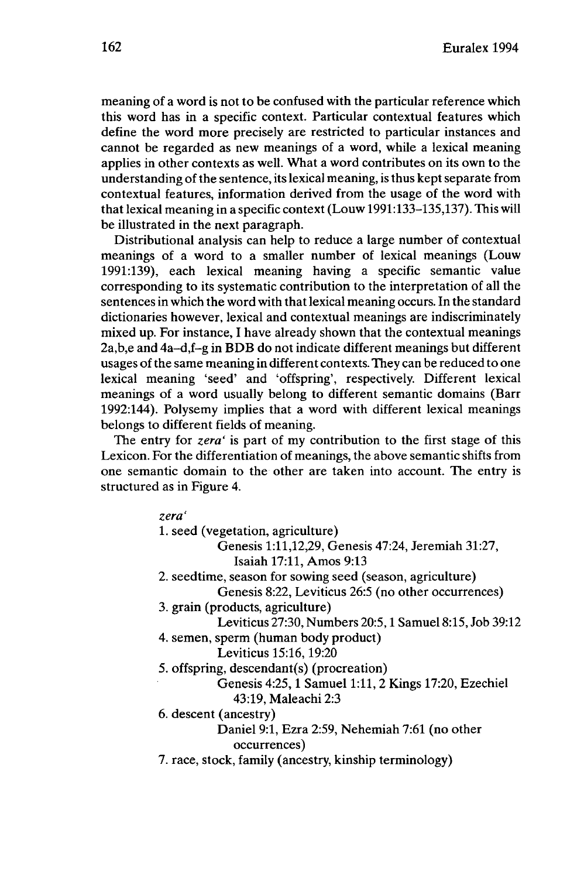meaning of a word is not to be confused with the particular reference which this word has in a specific context. Particular contextual features which define the word more precisely are restricted to particular instances and cannot be regarded as new meanings of a word, while a lexical meaning applies in other contexts as well. What a word contributes on its own to the understanding of the sentence, its lexical meaning, is thus kept separate from contextual features, information derived from the usage of the word with that lexical meaning in a specific context (Louw 1991:133–135,137). This will be illustrated in the next paragraph.

Distributional analysis can help to reduce a large number of contextual meanings of a word to a smaller number of lexical meanings (Louw 1991:139), each lexical meaning having a specific semantic value corresponding to its systematic contribution to the interpretation of all the sentences in which the word with that lexical meaning occurs. In the standard dictionaries however, lexical and contextual meanings are indiscriminately mixed up. For instance, I have already shown that the contextual meanings 2a,b,e and 4a–d,f–g in BDB do not indicate different meanings but different usages of the same meaning in different contexts. They can be reduced to one lexical meaning 'seed' and 'offspring', respectively. Different lexical meanings of a word usually belong to different semantic domains (Barr 1992:144). Polysemy implies that a word with different lexical meanings belongs to different fields of meaning.

The entry for *zera'* is part of my contribution to the first stage of this Lexicon. For the differentiation of meanings, the above semantic shifts from one semantic domain to the other are taken into account. The entry is structured as in Figure 4.

*zera'*

1. seed (vegetation, agriculture)
   Genesis 1:11,12,29, Genesis 47:24, Jeremiah 31:27, Isaiah 17:11, Amos 9:13
2. seedtime, season for sowing seed (season, agriculture)
   Genesis 8:22, Leviticus 26:5 (no other occurrences)
3. grain (products, agriculture)
   Leviticus 27:30, Numbers 20:5, 1 Samuel 8:15, Job 39:12
4. semen, sperm (human body product)
   Leviticus 15:16, 19:20
5. offspring, descendant(s) (procreation)
   Genesis 4:25, 1 Samuel 1:11, 2 Kings 17:20, Ezechiel 43:19, Maleachi 2:3
6. descent (ancestry)
   Daniel 9:1, Ezra 2:59, Nehemiah 7:61 (no other occurrences)
7. race, stock, family (ancestry, kinship terminology)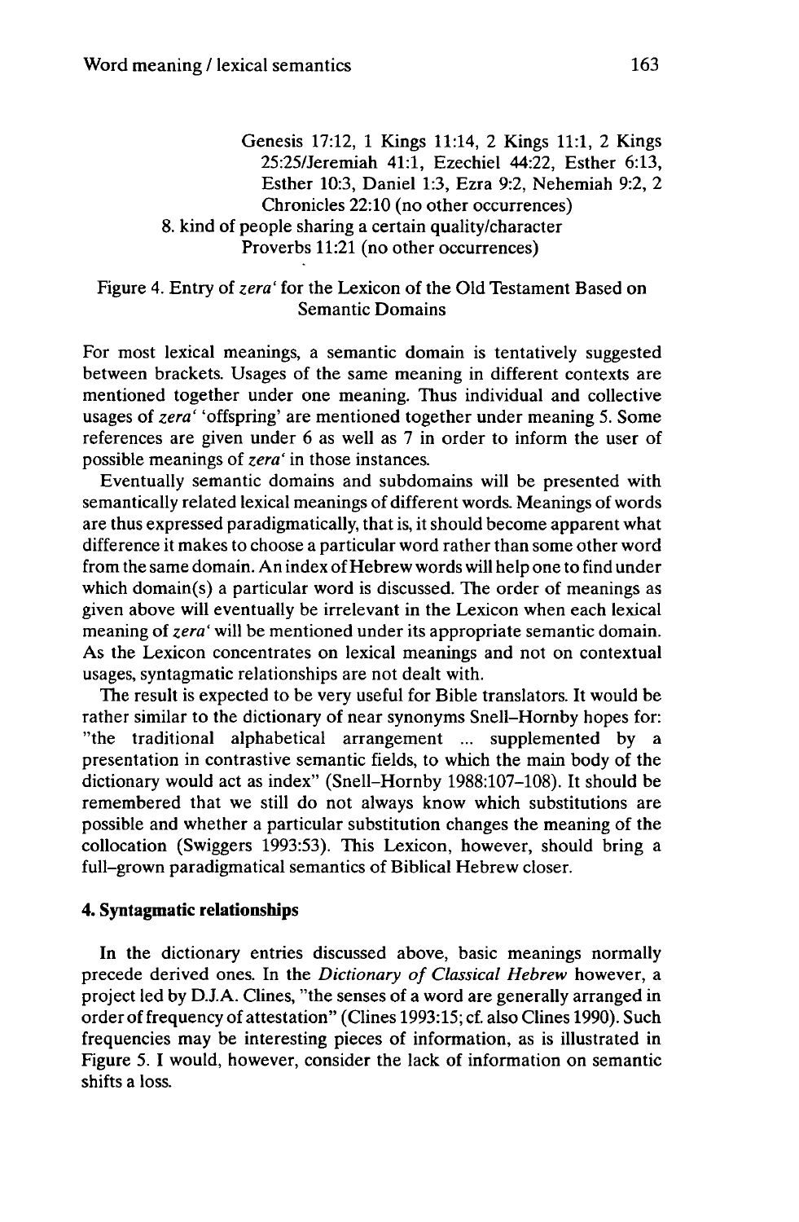Genesis 17:12, 1 Kings 11:14, 2 Kings 11:1, 2 Kings 25:25/Jeremiah 41:1, Ezechiel 44:22, Esther 6:13, Esther 10:3, Daniel 1:3, Ezra 9:2, Nehemiah 9:2, 2 Chronicles 22:10 (no other occurrences)

8. kind of people sharing a certain quality/character
   Proverbs 11:21 (no other occurrences)

Figure 4. Entry of *zera'* for the Lexicon of the Old Testament Based on Semantic Domains

For most lexical meanings, a semantic domain is tentatively suggested between brackets. Usages of the same meaning in different contexts are mentioned together under one meaning. Thus individual and collective usages of *zera'* 'offspring' are mentioned together under meaning 5. Some references are given under 6 as well as 7 in order to inform the user of possible meanings of *zera'* in those instances.

Eventually semantic domains and subdomains will be presented with semantically related lexical meanings of different words. Meanings of words are thus expressed paradigmatically, that is, it should become apparent what difference it makes to choose a particular word rather than some other word from the same domain. An index of Hebrew words will help one to find under which domain(s) a particular word is discussed. The order of meanings as given above will eventually be irrelevant in the Lexicon when each lexical meaning of *zera'* will be mentioned under its appropriate semantic domain. As the Lexicon concentrates on lexical meanings and not on contextual usages, syntagmatic relationships are not dealt with.

The result is expected to be very useful for Bible translators. It would be rather similar to the dictionary of near synonyms Snell–Hornby hopes for: "the traditional alphabetical arrangement ... supplemented by a presentation in contrastive semantic fields, to which the main body of the dictionary would act as index" (Snell–Hornby 1988:107–108). It should be remembered that we still do not always know which substitutions are possible and whether a particular substitution changes the meaning of the collocation (Swiggers 1993:53). This Lexicon, however, should bring a full–grown paradigmatical semantics of Biblical Hebrew closer.

### 4. Syntagmatic relationships

In the dictionary entries discussed above, basic meanings normally precede derived ones. In the *Dictionary of Classical Hebrew* however, a project led by D.J.A. Clines, "the senses of a word are generally arranged in order of frequency of attestation" (Clines 1993:15; cf. also Clines 1990). Such frequencies may be interesting pieces of information, as is illustrated in Figure 5. I would, however, consider the lack of information on semantic shifts a loss.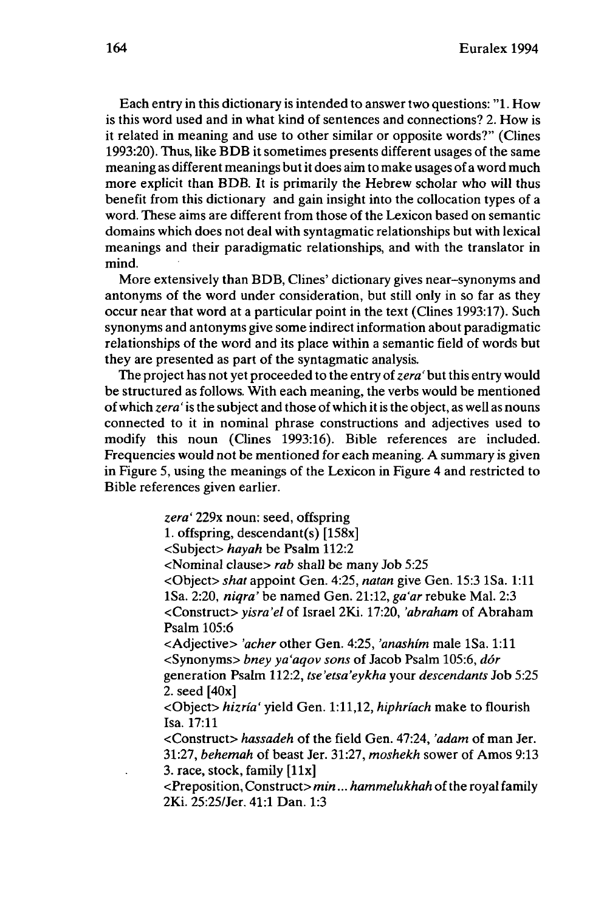Each entry in this dictionary is intended to answer two questions: "1. How is this word used and in what kind of sentences and connections? 2. How is it related in meaning and use to other similar or opposite words?" (Clines 1993:20). Thus, like BDB it sometimes presents different usages of the same meaning as different meanings but it does aim to make usages of a word much more explicit than BDB. It is primarily the Hebrew scholar who will thus benefit from this dictionary and gain insight into the collocation types of a word. These aims are different from those of the Lexicon based on semantic domains which does not deal with syntagmatic relationships but with lexical meanings and their paradigmatic relationships, and with the translator in mind.

More extensively than BDB, Clines' dictionary gives near-synonyms and antonyms of the word under consideration, but still only in so far as they occur near that word at a particular point in the text (Clines 1993:17). Such synonyms and antonyms give some indirect information about paradigmatic relationships of the word and its place within a semantic field of words but they are presented as part of the syntagmatic analysis.

The project has not yet proceeded to the entry of *zera'* but this entry would be structured as follows. With each meaning, the verbs would be mentioned of which *zera'* is the subject and those of which it is the object, as well as nouns connected to it in nominal phrase constructions and adjectives used to modify this noun (Clines 1993:16). Bible references are included. Frequencies would not be mentioned for each meaning. A summary is given in Figure 5, using the meanings of the Lexicon in Figure 4 and restricted to Bible references given earlier.

> *zera'* 229x noun: seed, offspring
> 1. offspring, descendant(s) [158x]
> <Subject> *hayah* be Psalm 112:2
> <Nominal clause> *rab* shall be many Job 5:25
> <Object> *shat* appoint Gen. 4:25, *natan* give Gen. 15:3 1Sa. 1:11 1Sa. 2:20, *niqra'* be named Gen. 21:12, *ga'ar* rebuke Mal. 2:3
> <Construct> *yisra'el* of Israel 2Ki. 17:20, *'abraham* of Abraham Psalm 105:6
> <Adjective> *'acher* other Gen. 4:25, *'anashím* male 1Sa. 1:11
> <Synonyms> *bney ya'aqov sons* of Jacob Psalm 105:6, *dór* generation Psalm 112:2, *tse'etsa'eykha* your *descendants* Job 5:25
> 2. seed [40x]
> <Object> *hizría'* yield Gen. 1:11,12, *hiphríach* make to flourish Isa. 17:11
> <Construct> *hassadeh* of the field Gen. 47:24, *'adam* of man Jer. 31:27, *behemah* of beast Jer. 31:27, *moshekh* sower of Amos 9:13
> 3. race, stock, family [11x]
> <Preposition, Construct> *min ... hammelukhah* of the royal family 2Ki. 25:25/Jer. 41:1 Dan. 1:3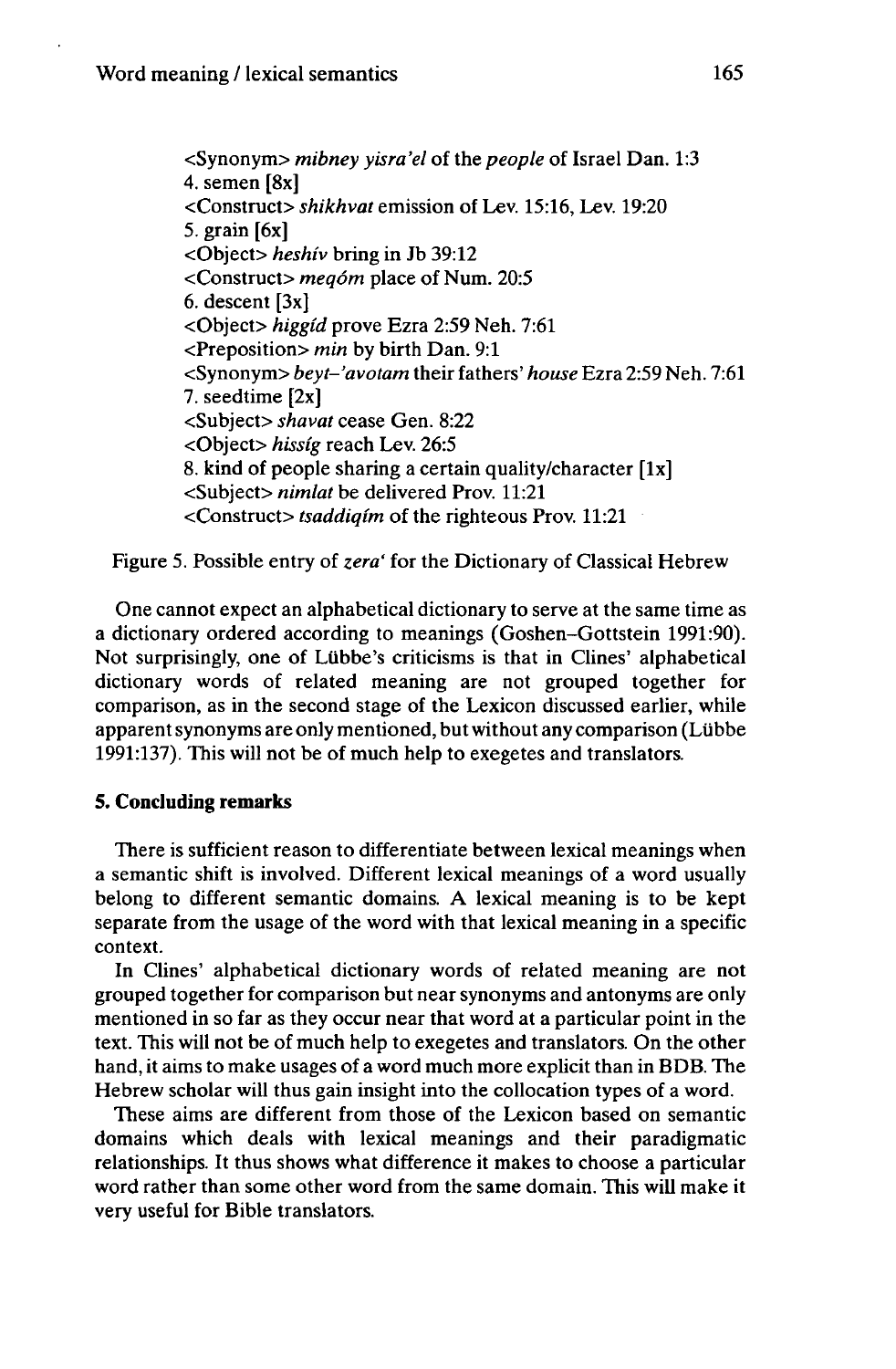<Synonym> *mibney yisra'el* of the *people* of Israel Dan. 1:3
4. semen [8x]
<Construct> *shikhvat* emission of Lev. 15:16, Lev. 19:20
5. grain [6x]
<Object> *heshív* bring in Jb 39:12
<Construct> *meqóm* place of Num. 20:5
6. descent [3x]
<Object> *higgíd* prove Ezra 2:59 Neh. 7:61
<Preposition> *min* by birth Dan. 9:1
<Synonym> *beyt–'avotam* their fathers' *house* Ezra 2:59 Neh. 7:61
7. seedtime [2x]
<Subject> *shavat* cease Gen. 8:22
<Object> *hissíg* reach Lev. 26:5
8. kind of people sharing a certain quality/character [1x]
<Subject> *nimlat* be delivered Prov. 11:21
<Construct> *tsaddiqím* of the righteous Prov. 11:21

Figure 5. Possible entry of *zera'* for the Dictionary of Classical Hebrew

One cannot expect an alphabetical dictionary to serve at the same time as a dictionary ordered according to meanings (Goshen–Gottstein 1991:90). Not surprisingly, one of Lübbe's criticisms is that in Clines' alphabetical dictionary words of related meaning are not grouped together for comparison, as in the second stage of the Lexicon discussed earlier, while apparent synonyms are only mentioned, but without any comparison (Lübbe 1991:137). This will not be of much help to exegetes and translators.

## 5. Concluding remarks

There is sufficient reason to differentiate between lexical meanings when a semantic shift is involved. Different lexical meanings of a word usually belong to different semantic domains. A lexical meaning is to be kept separate from the usage of the word with that lexical meaning in a specific context.

In Clines' alphabetical dictionary words of related meaning are not grouped together for comparison but near synonyms and antonyms are only mentioned in so far as they occur near that word at a particular point in the text. This will not be of much help to exegetes and translators. On the other hand, it aims to make usages of a word much more explicit than in BDB. The Hebrew scholar will thus gain insight into the collocation types of a word.

These aims are different from those of the Lexicon based on semantic domains which deals with lexical meanings and their paradigmatic relationships. It thus shows what difference it makes to choose a particular word rather than some other word from the same domain. This will make it very useful for Bible translators.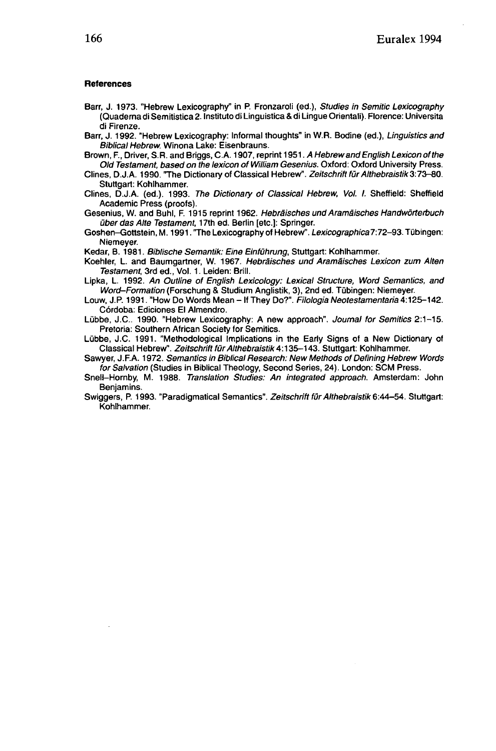**References**

Barr, J. 1973. "Hebrew Lexicography" in P. Fronzaroli (ed.), *Studies in Semitic Lexicography* (Quaderna di Semitistica 2. Instituto di Linguistica & di Lingue Orientali). Florence: Universita di Firenze.

Barr, J. 1992. "Hebrew Lexicography: Informal thoughts" in W.R. Bodine (ed.), *Linguistics and Biblical Hebrew*. Winona Lake: Eisenbrauns.

Brown, F., Driver, S.R. and Briggs, C.A. 1907, reprint 1951. *A Hebrew and English Lexicon of the Old Testament, based on the lexicon of William Gesenius*. Oxford: Oxford University Press.

Clines, D.J.A. 1990. "The Dictionary of Classical Hebrew". *Zeitschrift für Althebraistik* 3:73–80. Stuttgart: Kohlhammer.

Clines, D.J.A. (ed.). 1993. *The Dictionary of Classical Hebrew, Vol. I*. Sheffield: Sheffield Academic Press (proofs).

Gesenius, W. and Buhl, F. 1915 reprint 1962. *Hebräisches und Aramäisches Handwörterbuch über das Alte Testament*, 17th ed. Berlin [etc.]: Springer.

Goshen–Gottstein, M. 1991. "The Lexicography of Hebrew". *Lexicographica* 7:72–93. Tübingen: Niemeyer.

Kedar, B. 1981. *Biblische Semantik: Eine Einführung*, Stuttgart: Kohlhammer.

Koehler, L. and Baumgartner, W. 1967. *Hebräisches und Aramäisches Lexicon zum Alten Testament*, 3rd ed., Vol. 1. Leiden: Brill.

Lipka, L. 1992. *An Outline of English Lexicology: Lexical Structure, Word Semantics, and Word–Formation* (Forschung & Studium Anglistik, 3), 2nd ed. Tübingen: Niemeyer.

Louw, J.P. 1991. "How Do Words Mean – If They Do?". *Filologia Neotestamentaria* 4:125–142. Córdoba: Ediciones El Almendro.

Lübbe, J.C.. 1990. "Hebrew Lexicography: A new approach". *Journal for Semitics* 2:1–15. Pretoria: Southern African Society for Semitics.

Lübbe, J.C. 1991. "Methodological Implications in the Early Signs of a New Dictionary of Classical Hebrew". *Zeitschrift für Althebraistik* 4:135–143. Stuttgart: Kohlhammer.

Sawyer, J.F.A. 1972. *Semantics in Biblical Research: New Methods of Defining Hebrew Words for Salvation* (Studies in Biblical Theology, Second Series, 24). London: SCM Press.

Snell–Hornby, M. 1988. *Translation Studies: An integrated approach*. Amsterdam: John Benjamins.

Swiggers, P. 1993. "Paradigmatical Semantics". *Zeitschrift für Althebraistik* 6:44–54. Stuttgart: Kohlhammer.